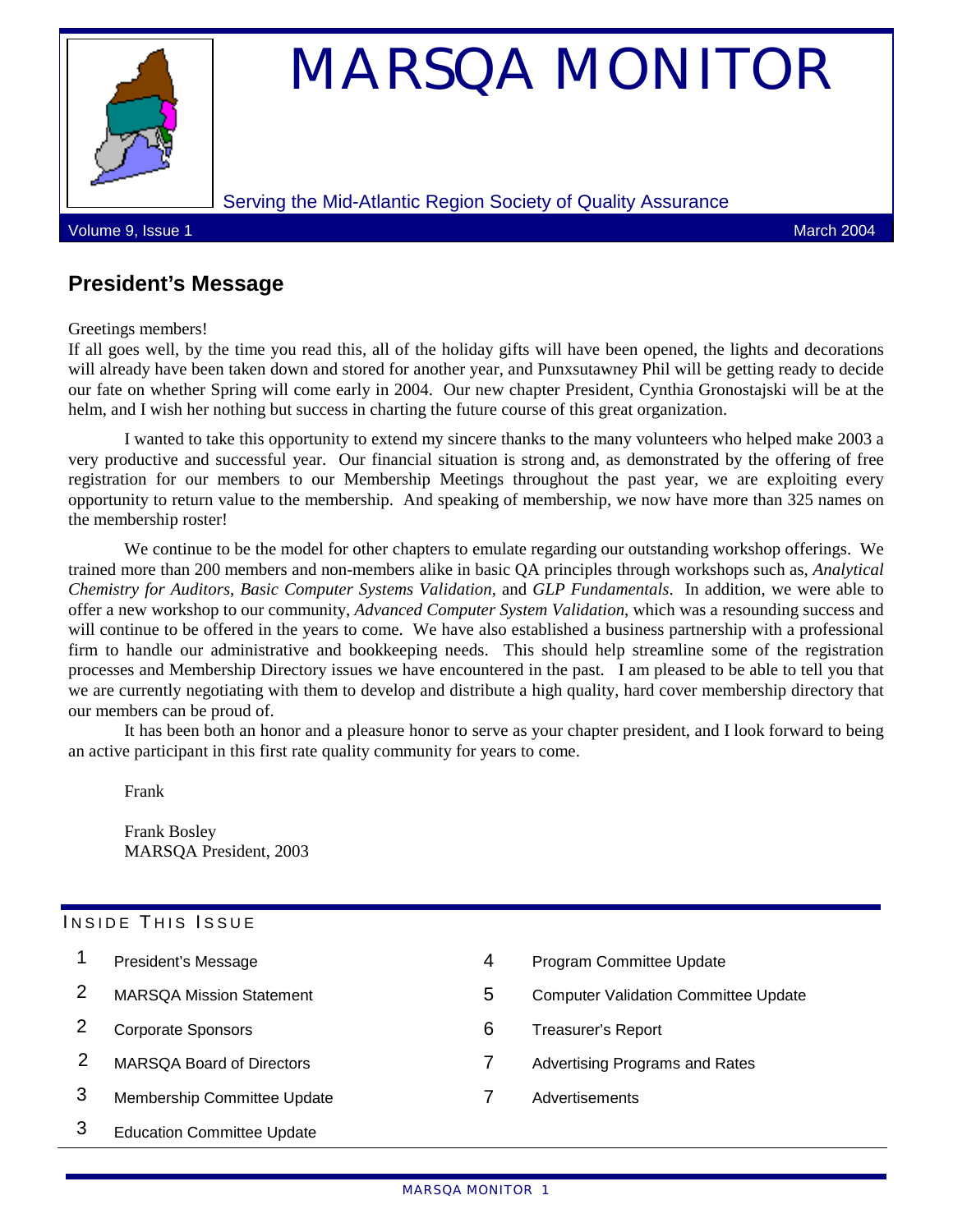# MARSQA MONITOR

Serving the Mid-Atlantic Region Society of Quality Assurance

Volume 9, Issue 1 March 2004

## President's Message

Greetings members!

If all goes well, by the time you read this, all of the holiday gifts will have been opened, the lights and decorations will already have been taken down and stored for another year, and Punxsutawney Phil will be getting ready to decide our fate on whether Spring will come early in 2004. Our new chapter President, Cynthia Gronostajski will be at the helm, and I wish her nothing but success in charting the future course of this great organization.

I wanted to take this opportunity to extend my sincere thanks to the many volunteers who helped make 2003 a very productive and successful year. Our financial situation is strong and, as demonstrated by the offering of free registration for our members to our Membership Meetings throughout the past year, we are exploiting every opportunity to return value to the membership. And speaking of membership, we now have more than 325 names on the membership roster!

We continue to be the model for other chapters to emulate regarding our outstanding workshop offerings. We trained more than 200 members and non-members alike in basic QA principles through workshops such as, *Analytical Chemistry for Auditors*, *Basic Computer Systems Validation*, and *GLP Fundamentals*. In addition, we were able to offer a new workshop to our community, *Advanced Computer System Validation*, which was a resounding success and will continue to be offered in the years to come. We have also established a business partnership with a professional firm to handle our administrative and bookkeeping needs. This should help streamline some of the registration processes and Membership Directory issues we have encountered in the past. I am pleased to be able to tell you that we are currently negotiating with them to develop and distribute a high quality, hard cover membership directory that our members can be proud of.

It has been both an honor and a pleasure honor to serve as your chapter president, and I look forward to being an active participant in this first rate quality community for years to come.

Frank

Frank Bosley
MARSQA President, 2003

### Inside This Issue

| Page | Article |
|---|---|
| 1 | President's Message |
| 2 | MARSQA Mission Statement |
| 2 | Corporate Sponsors |
| 2 | MARSQA Board of Directors |
| 3 | Membership Committee Update |
| 3 | Education Committee Update |
| 4 | Program Committee Update |
| 5 | Computer Validation Committee Update |
| 6 | Treasurer's Report |
| 7 | Advertising Programs and Rates |
| 7 | Advertisements |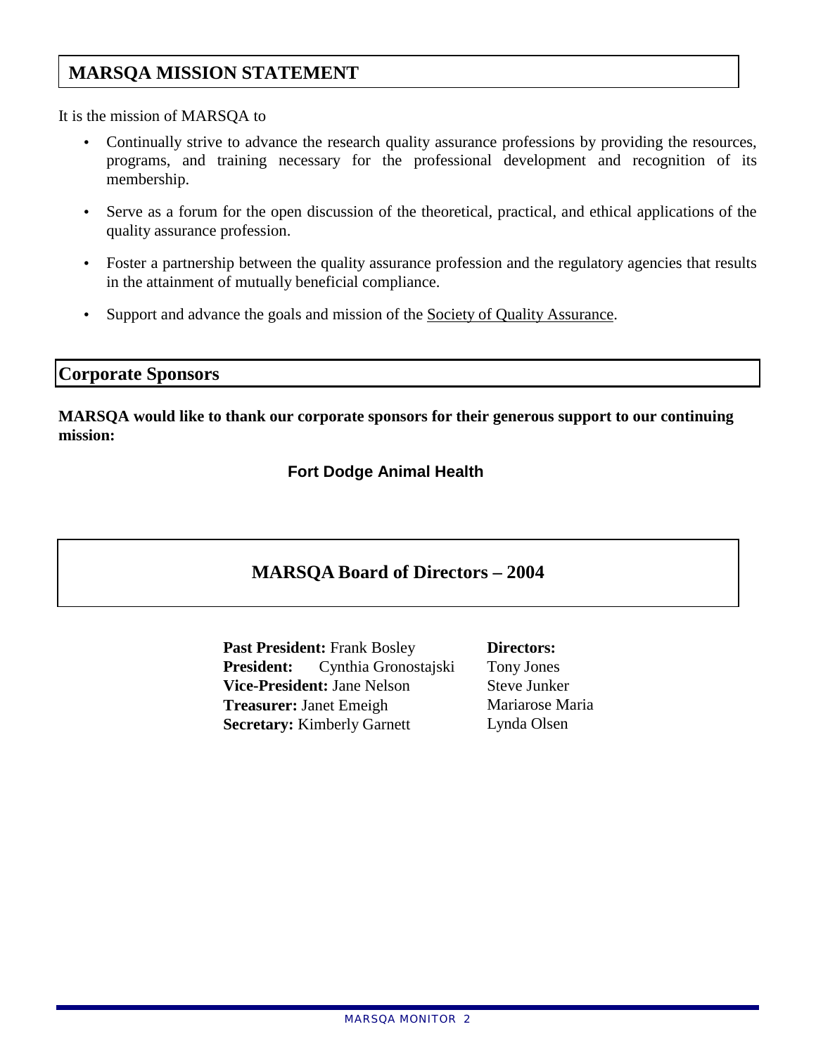## MARSQA MISSION STATEMENT

It is the mission of MARSQA to

- Continually strive to advance the research quality assurance professions by providing the resources, programs, and training necessary for the professional development and recognition of its membership.
- Serve as a forum for the open discussion of the theoretical, practical, and ethical applications of the quality assurance profession.
- Foster a partnership between the quality assurance profession and the regulatory agencies that results in the attainment of mutually beneficial compliance.
- Support and advance the goals and mission of the Society of Quality Assurance.

## Corporate Sponsors

**MARSQA would like to thank our corporate sponsors for their generous support to our continuing mission:**

**Fort Dodge Animal Health**

## MARSQA Board of Directors – 2004

**Past President:** Frank Bosley
**President:** Cynthia Gronostajski
**Vice-President:** Jane Nelson
**Treasurer:** Janet Emeigh
**Secretary:** Kimberly Garnett

**Directors:**
Tony Jones
Steve Junker
Mariarose Maria
Lynda Olsen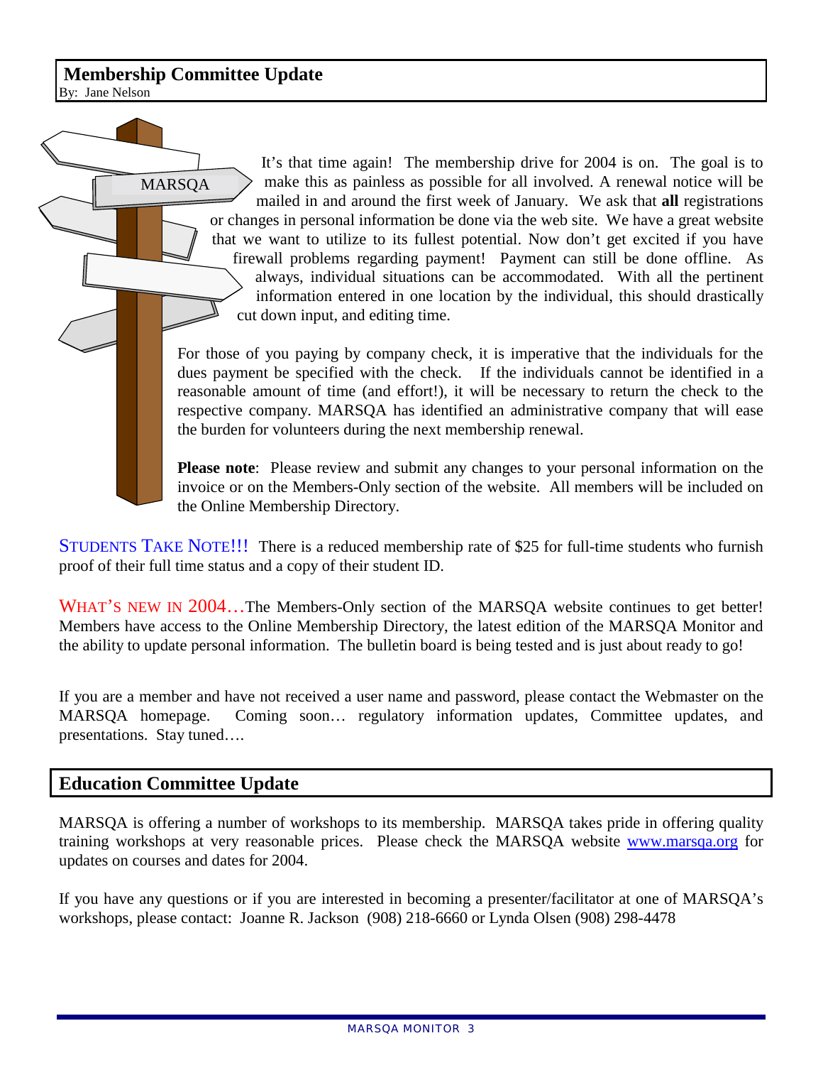## Membership Committee Update

By: Jane Nelson

MARSQA

It's that time again! The membership drive for 2004 is on. The goal is to make this as painless as possible for all involved. A renewal notice will be mailed in and around the first week of January. We ask that **all** registrations or changes in personal information be done via the web site. We have a great website that we want to utilize to its fullest potential. Now don't get excited if you have firewall problems regarding payment! Payment can still be done offline. As always, individual situations can be accommodated. With all the pertinent information entered in one location by the individual, this should drastically cut down input, and editing time.

For those of you paying by company check, it is imperative that the individuals for the dues payment be specified with the check. If the individuals cannot be identified in a reasonable amount of time (and effort!), it will be necessary to return the check to the respective company. MARSQA has identified an administrative company that will ease the burden for volunteers during the next membership renewal.

**Please note**: Please review and submit any changes to your personal information on the invoice or on the Members-Only section of the website. All members will be included on the Online Membership Directory.

STUDENTS TAKE NOTE!!! There is a reduced membership rate of $25 for full-time students who furnish proof of their full time status and a copy of their student ID.

WHAT'S NEW IN 2004…The Members-Only section of the MARSQA website continues to get better! Members have access to the Online Membership Directory, the latest edition of the MARSQA Monitor and the ability to update personal information. The bulletin board is being tested and is just about ready to go!

If you are a member and have not received a user name and password, please contact the Webmaster on the MARSQA homepage. Coming soon… regulatory information updates, Committee updates, and presentations. Stay tuned….

## Education Committee Update

MARSQA is offering a number of workshops to its membership. MARSQA takes pride in offering quality training workshops at very reasonable prices. Please check the MARSQA website www.marsqa.org for updates on courses and dates for 2004.

If you have any questions or if you are interested in becoming a presenter/facilitator at one of MARSQA's workshops, please contact: Joanne R. Jackson (908) 218-6660 or Lynda Olsen (908) 298-4478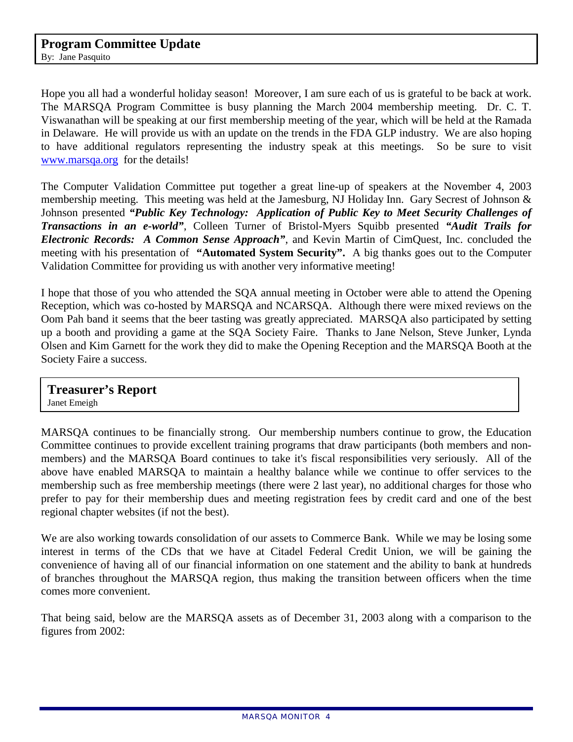## Program Committee Update

By: Jane Pasquito

Hope you all had a wonderful holiday season! Moreover, I am sure each of us is grateful to be back at work. The MARSQA Program Committee is busy planning the March 2004 membership meeting. Dr. C. T. Viswanathan will be speaking at our first membership meeting of the year, which will be held at the Ramada in Delaware. He will provide us with an update on the trends in the FDA GLP industry. We are also hoping to have additional regulators representing the industry speak at this meetings. So be sure to visit www.marsqa.org for the details!

The Computer Validation Committee put together a great line-up of speakers at the November 4, 2003 membership meeting. This meeting was held at the Jamesburg, NJ Holiday Inn. Gary Secrest of Johnson & Johnson presented ***"Public Key Technology: Application of Public Key to Meet Security Challenges of Transactions in an e-world"***, Colleen Turner of Bristol-Myers Squibb presented ***"Audit Trails for Electronic Records: A Common Sense Approach"***, and Kevin Martin of CimQuest, Inc. concluded the meeting with his presentation of **"Automated System Security".** A big thanks goes out to the Computer Validation Committee for providing us with another very informative meeting!

I hope that those of you who attended the SQA annual meeting in October were able to attend the Opening Reception, which was co-hosted by MARSQA and NCARSQA. Although there were mixed reviews on the Oom Pah band it seems that the beer tasting was greatly appreciated. MARSQA also participated by setting up a booth and providing a game at the SQA Society Faire. Thanks to Jane Nelson, Steve Junker, Lynda Olsen and Kim Garnett for the work they did to make the Opening Reception and the MARSQA Booth at the Society Faire a success.

## Treasurer's Report

Janet Emeigh

MARSQA continues to be financially strong. Our membership numbers continue to grow, the Education Committee continues to provide excellent training programs that draw participants (both members and non-members) and the MARSQA Board continues to take it's fiscal responsibilities very seriously. All of the above have enabled MARSQA to maintain a healthy balance while we continue to offer services to the membership such as free membership meetings (there were 2 last year), no additional charges for those who prefer to pay for their membership dues and meeting registration fees by credit card and one of the best regional chapter websites (if not the best).

We are also working towards consolidation of our assets to Commerce Bank. While we may be losing some interest in terms of the CDs that we have at Citadel Federal Credit Union, we will be gaining the convenience of having all of our financial information on one statement and the ability to bank at hundreds of branches throughout the MARSQA region, thus making the transition between officers when the time comes more convenient.

That being said, below are the MARSQA assets as of December 31, 2003 along with a comparison to the figures from 2002: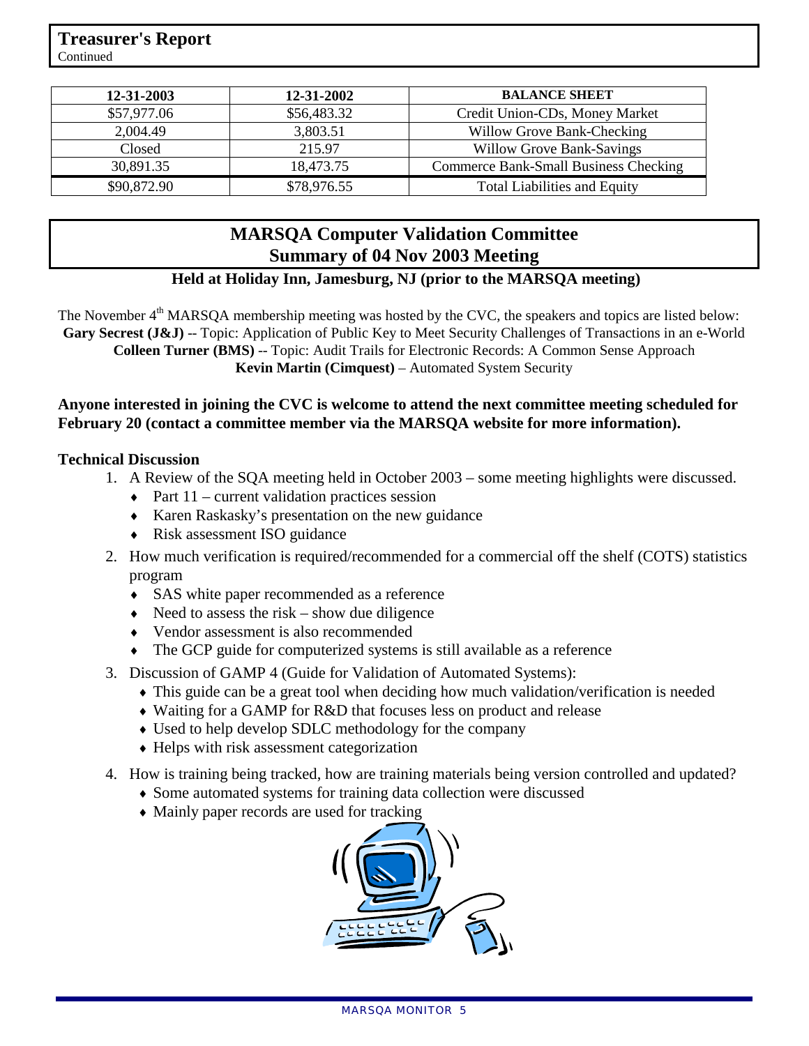## Treasurer's Report
Continued

| 12-31-2003 | 12-31-2002 | BALANCE SHEET |
|---|---|---|
| $57,977.06 | $56,483.32 | Credit Union-CDs, Money Market |
| 2,004.49 | 3,803.51 | Willow Grove Bank-Checking |
| Closed | 215.97 | Willow Grove Bank-Savings |
| 30,891.35 | 18,473.75 | Commerce Bank-Small Business Checking |
| $90,872.90 | $78,976.55 | Total Liabilities and Equity |

## MARSQA Computer Validation Committee
## Summary of 04 Nov 2003 Meeting

**Held at Holiday Inn, Jamesburg, NJ (prior to the MARSQA meeting)**

The November 4th MARSQA membership meeting was hosted by the CVC, the speakers and topics are listed below:
**Gary Secrest (J&J)** -- Topic: Application of Public Key to Meet Security Challenges of Transactions in an e-World
**Colleen Turner (BMS)** -- Topic: Audit Trails for Electronic Records: A Common Sense Approach
**Kevin Martin (Cimquest)** – Automated System Security

**Anyone interested in joining the CVC is welcome to attend the next committee meeting scheduled for February 20 (contact a committee member via the MARSQA website for more information).**

**Technical Discussion**

1. A Review of the SQA meeting held in October 2003 – some meeting highlights were discussed.
   - Part 11 – current validation practices session
   - Karen Raskasky's presentation on the new guidance
   - Risk assessment ISO guidance
2. How much verification is required/recommended for a commercial off the shelf (COTS) statistics program
   - SAS white paper recommended as a reference
   - Need to assess the risk – show due diligence
   - Vendor assessment is also recommended
   - The GCP guide for computerized systems is still available as a reference
3. Discussion of GAMP 4 (Guide for Validation of Automated Systems):
   - This guide can be a great tool when deciding how much validation/verification is needed
   - Waiting for a GAMP for R&D that focuses less on product and release
   - Used to help develop SDLC methodology for the company
   - Helps with risk assessment categorization
4. How is training being tracked, how are training materials being version controlled and updated?
   - Some automated systems for training data collection were discussed
   - Mainly paper records are used for tracking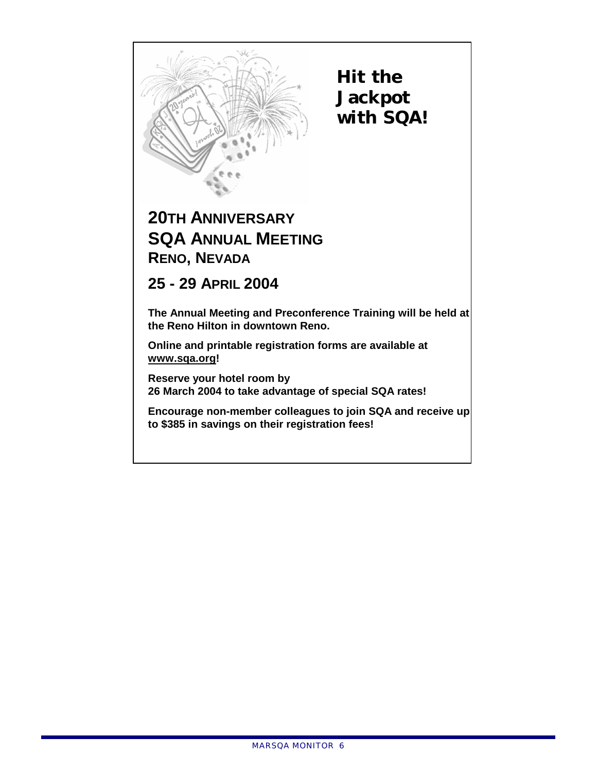## Hit the Jackpot with SQA!

# 20TH ANNIVERSARY SQA ANNUAL MEETING

## RENO, NEVADA

## 25 - 29 APRIL 2004

**The Annual Meeting and Preconference Training will be held at the Reno Hilton in downtown Reno.**

**Online and printable registration forms are available at www.sqa.org!**

**Reserve your hotel room by 26 March 2004 to take advantage of special SQA rates!**

**Encourage non-member colleagues to join SQA and receive up to $385 in savings on their registration fees!**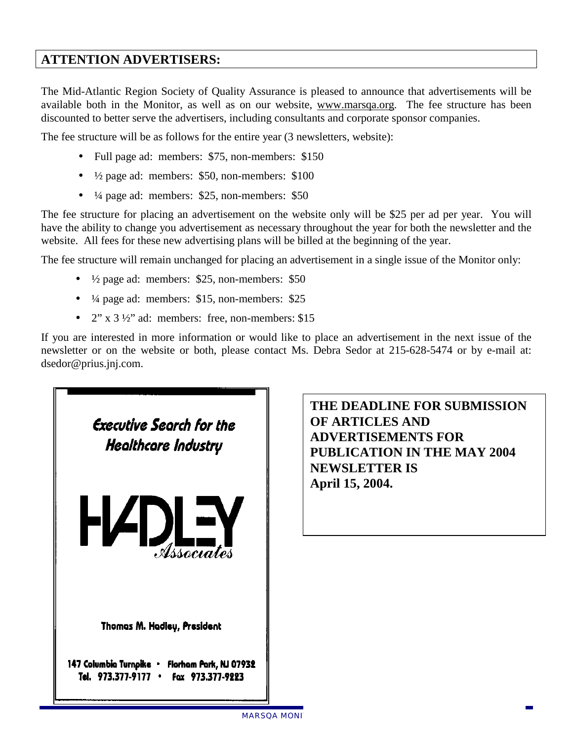## ATTENTION ADVERTISERS:

The Mid-Atlantic Region Society of Quality Assurance is pleased to announce that advertisements will be available both in the Monitor, as well as on our website, www.marsqa.org. The fee structure has been discounted to better serve the advertisers, including consultants and corporate sponsor companies.

The fee structure will be as follows for the entire year (3 newsletters, website):

- Full page ad: members: $75, non-members: $150
- ½ page ad: members: $50, non-members: $100
- ¼ page ad: members: $25, non-members: $50

The fee structure for placing an advertisement on the website only will be $25 per ad per year. You will have the ability to change you advertisement as necessary throughout the year for both the newsletter and the website. All fees for these new advertising plans will be billed at the beginning of the year.

The fee structure will remain unchanged for placing an advertisement in a single issue of the Monitor only:

- ½ page ad: members: $25, non-members: $50
- ¼ page ad: members: $15, non-members: $25
- 2" x 3 ½" ad: members: free, non-members: $15

If you are interested in more information or would like to place an advertisement in the next issue of the newsletter or on the website or both, please contact Ms. Debra Sedor at 215-628-5474 or by e-mail at: dsedor@prius.jnj.com.

*Executive Search for the Healthcare Industry*

HADLEY *Associates*

Thomas M. Hadley, President

147 Columbia Turnpike • Florham Park, NJ 07932
Tel. 973.377-9177 • Fax 973.377-9223

**THE DEADLINE FOR SUBMISSION OF ARTICLES AND ADVERTISEMENTS FOR PUBLICATION IN THE MAY 2004 NEWSLETTER IS April 15, 2004.**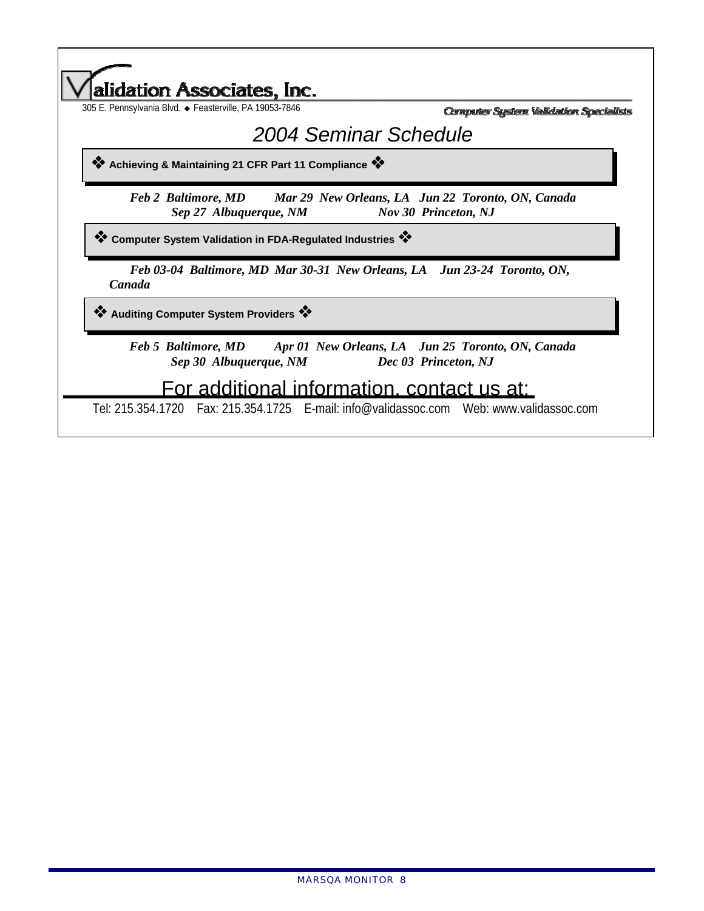# Validation Associates, Inc.

305 E. Pennsylvania Blvd. ◆ Feasterville, PA 19053-7846

*Computer System Validation Specialists*

## *2004 Seminar Schedule*

### ❖ Achieving & Maintaining 21 CFR Part 11 Compliance ❖

***Feb 2 Baltimore, MD Mar 29 New Orleans, LA Jun 22 Toronto, ON, Canada***
***Sep 27 Albuquerque, NM Nov 30 Princeton, NJ***

### ❖ Computer System Validation in FDA-Regulated Industries ❖

***Feb 03-04 Baltimore, MD Mar 30-31 New Orleans, LA Jun 23-24 Toronto, ON, Canada***

### ❖ Auditing Computer System Providers ❖

***Feb 5 Baltimore, MD Apr 01 New Orleans, LA Jun 25 Toronto, ON, Canada***
***Sep 30 Albuquerque, NM Dec 03 Princeton, NJ***

## For additional information, contact us at:

Tel: 215.354.1720 Fax: 215.354.1725 E-mail: info@validassoc.com Web: www.validassoc.com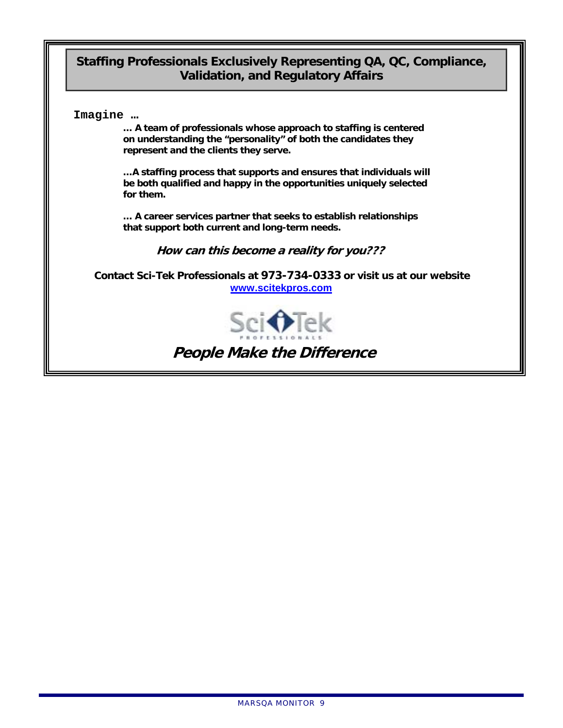## Staffing Professionals Exclusively Representing QA, QC, Compliance, Validation, and Regulatory Affairs

**Imagine …**

**… A team of professionals whose approach to staffing is centered on understanding the "personality" of both the candidates they represent and the clients they serve.**

**…A staffing process that supports and ensures that individuals will be both qualified and happy in the opportunities uniquely selected for them.**

**… A career services partner that seeks to establish relationships that support both current and long-term needs.**

***How can this become a reality for you???***

**Contact Sci-Tek Professionals at 973-734-0333 or visit us at our website [www.scitekpros.com](http://www.scitekpros.com)**

Sci Tek PROFESSIONALS

***People Make the Difference***